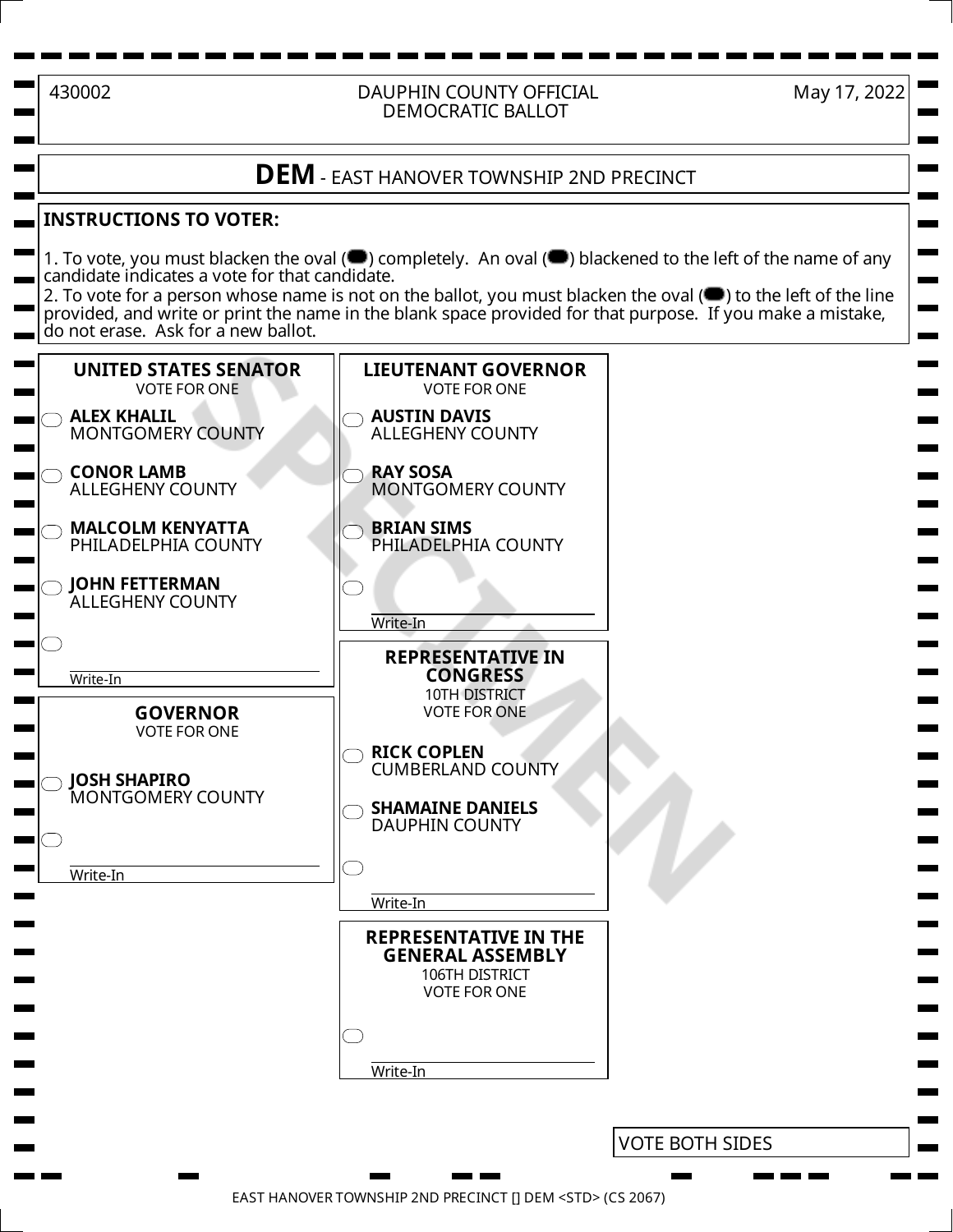430002

DAUPHIN COUNTY OFFICIAL
DEMOCRATIC BALLOT

May 17, 2022

# DEM - EAST HANOVER TOWNSHIP 2ND PRECINCT

**INSTRUCTIONS TO VOTER:**

1. To vote, you must blacken the oval ( ) completely. An oval ( ) blackened to the left of the name of any candidate indicates a vote for that candidate.
2. To vote for a person whose name is not on the ballot, you must blacken the oval ( ) to the left of the line provided, and write or print the name in the blank space provided for that purpose. If you make a mistake, do not erase. Ask for a new ballot.

## UNITED STATES SENATOR
VOTE FOR ONE

- **ALEX KHALIL** MONTGOMERY COUNTY
- **CONOR LAMB** ALLEGHENY COUNTY
- **MALCOLM KENYATTA** PHILADELPHIA COUNTY
- **JOHN FETTERMAN** ALLEGHENY COUNTY
- Write-In

## GOVERNOR
VOTE FOR ONE

- **JOSH SHAPIRO** MONTGOMERY COUNTY
- Write-In

## LIEUTENANT GOVERNOR
VOTE FOR ONE

- **AUSTIN DAVIS** ALLEGHENY COUNTY
- **RAY SOSA** MONTGOMERY COUNTY
- **BRIAN SIMS** PHILADELPHIA COUNTY
- Write-In

## REPRESENTATIVE IN CONGRESS
10TH DISTRICT
VOTE FOR ONE

- **RICK COPLEN** CUMBERLAND COUNTY
- **SHAMAINE DANIELS** DAUPHIN COUNTY
- Write-In

## REPRESENTATIVE IN THE GENERAL ASSEMBLY
106TH DISTRICT
VOTE FOR ONE

- Write-In

VOTE BOTH SIDES

EAST HANOVER TOWNSHIP 2ND PRECINCT [] DEM <STD> (CS 2067)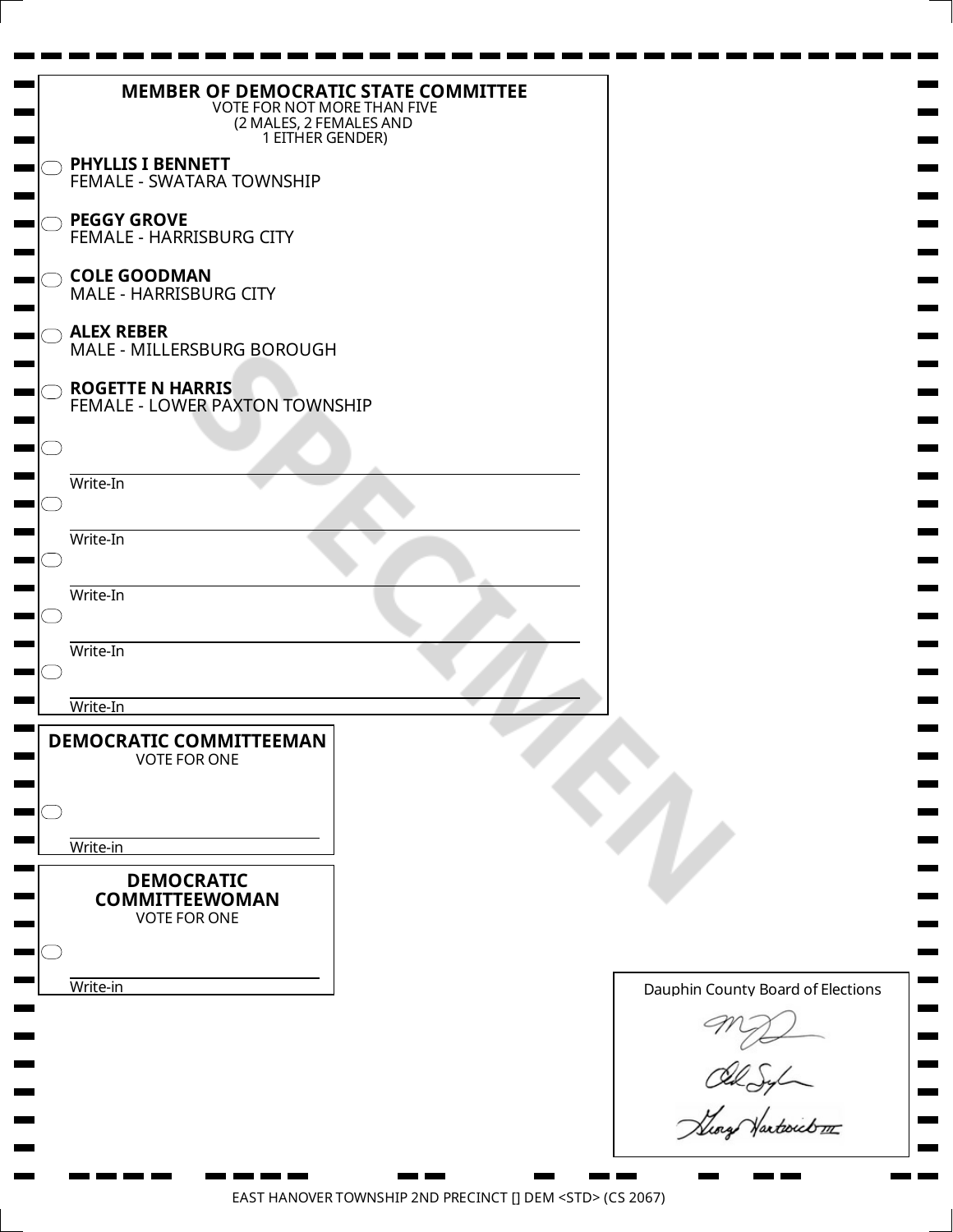## MEMBER OF DEMOCRATIC STATE COMMITTEE

VOTE FOR NOT MORE THAN FIVE
(2 MALES, 2 FEMALES AND
1 EITHER GENDER)

- **PHYLLIS I BENNETT**
  FEMALE - SWATARA TOWNSHIP
- **PEGGY GROVE**
  FEMALE - HARRISBURG CITY
- **COLE GOODMAN**
  MALE - HARRISBURG CITY
- **ALEX REBER**
  MALE - MILLERSBURG BOROUGH
- **ROGETTE N HARRIS**
  FEMALE - LOWER PAXTON TOWNSHIP
- Write-In
- Write-In
- Write-In
- Write-In
- Write-In

## DEMOCRATIC COMMITTEEMAN

VOTE FOR ONE

- Write-in

## DEMOCRATIC COMMITTEEWOMAN

VOTE FOR ONE

- Write-in

SPECIMEN

Dauphin County Board of Elections

EAST HANOVER TOWNSHIP 2ND PRECINCT [] DEM <STD> (CS 2067)